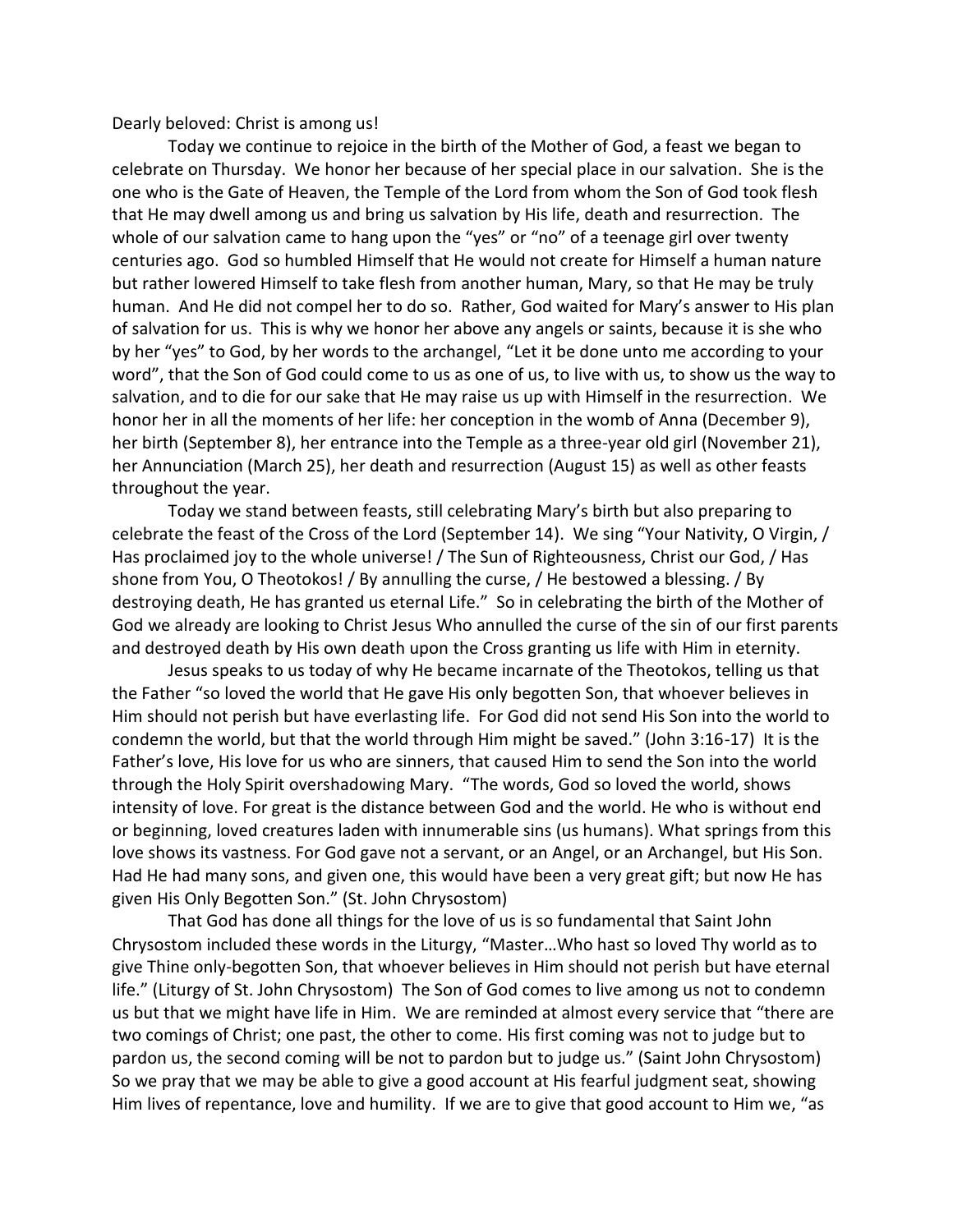Dearly beloved: Christ is among us!

Today we continue to rejoice in the birth of the Mother of God, a feast we began to celebrate on Thursday. We honor her because of her special place in our salvation. She is the one who is the Gate of Heaven, the Temple of the Lord from whom the Son of God took flesh that He may dwell among us and bring us salvation by His life, death and resurrection. The whole of our salvation came to hang upon the "yes" or "no" of a teenage girl over twenty centuries ago. God so humbled Himself that He would not create for Himself a human nature but rather lowered Himself to take flesh from another human, Mary, so that He may be truly human. And He did not compel her to do so. Rather, God waited for Mary's answer to His plan of salvation for us. This is why we honor her above any angels or saints, because it is she who by her "yes" to God, by her words to the archangel, "Let it be done unto me according to your word", that the Son of God could come to us as one of us, to live with us, to show us the way to salvation, and to die for our sake that He may raise us up with Himself in the resurrection. We honor her in all the moments of her life: her conception in the womb of Anna (December 9), her birth (September 8), her entrance into the Temple as a three-year old girl (November 21), her Annunciation (March 25), her death and resurrection (August 15) as well as other feasts throughout the year.

Today we stand between feasts, still celebrating Mary's birth but also preparing to celebrate the feast of the Cross of the Lord (September 14). We sing "Your Nativity, O Virgin, / Has proclaimed joy to the whole universe! / The Sun of Righteousness, Christ our God, / Has shone from You, O Theotokos! / By annulling the curse, / He bestowed a blessing. / By destroying death, He has granted us eternal Life." So in celebrating the birth of the Mother of God we already are looking to Christ Jesus Who annulled the curse of the sin of our first parents and destroyed death by His own death upon the Cross granting us life with Him in eternity.

Jesus speaks to us today of why He became incarnate of the Theotokos, telling us that the Father "so loved the world that He gave His only begotten Son, that whoever believes in Him should not perish but have everlasting life. For God did not send His Son into the world to condemn the world, but that the world through Him might be saved." (John 3:16-17) It is the Father's love, His love for us who are sinners, that caused Him to send the Son into the world through the Holy Spirit overshadowing Mary. "The words, God so loved the world, shows intensity of love. For great is the distance between God and the world. He who is without end or beginning, loved creatures laden with innumerable sins (us humans). What springs from this love shows its vastness. For God gave not a servant, or an Angel, or an Archangel, but His Son. Had He had many sons, and given one, this would have been a very great gift; but now He has given His Only Begotten Son." (St. John Chrysostom)

That God has done all things for the love of us is so fundamental that Saint John Chrysostom included these words in the Liturgy, "Master…Who hast so loved Thy world as to give Thine only-begotten Son, that whoever believes in Him should not perish but have eternal life." (Liturgy of St. John Chrysostom) The Son of God comes to live among us not to condemn us but that we might have life in Him. We are reminded at almost every service that "there are two comings of Christ; one past, the other to come. His first coming was not to judge but to pardon us, the second coming will be not to pardon but to judge us." (Saint John Chrysostom) So we pray that we may be able to give a good account at His fearful judgment seat, showing Him lives of repentance, love and humility. If we are to give that good account to Him we, "as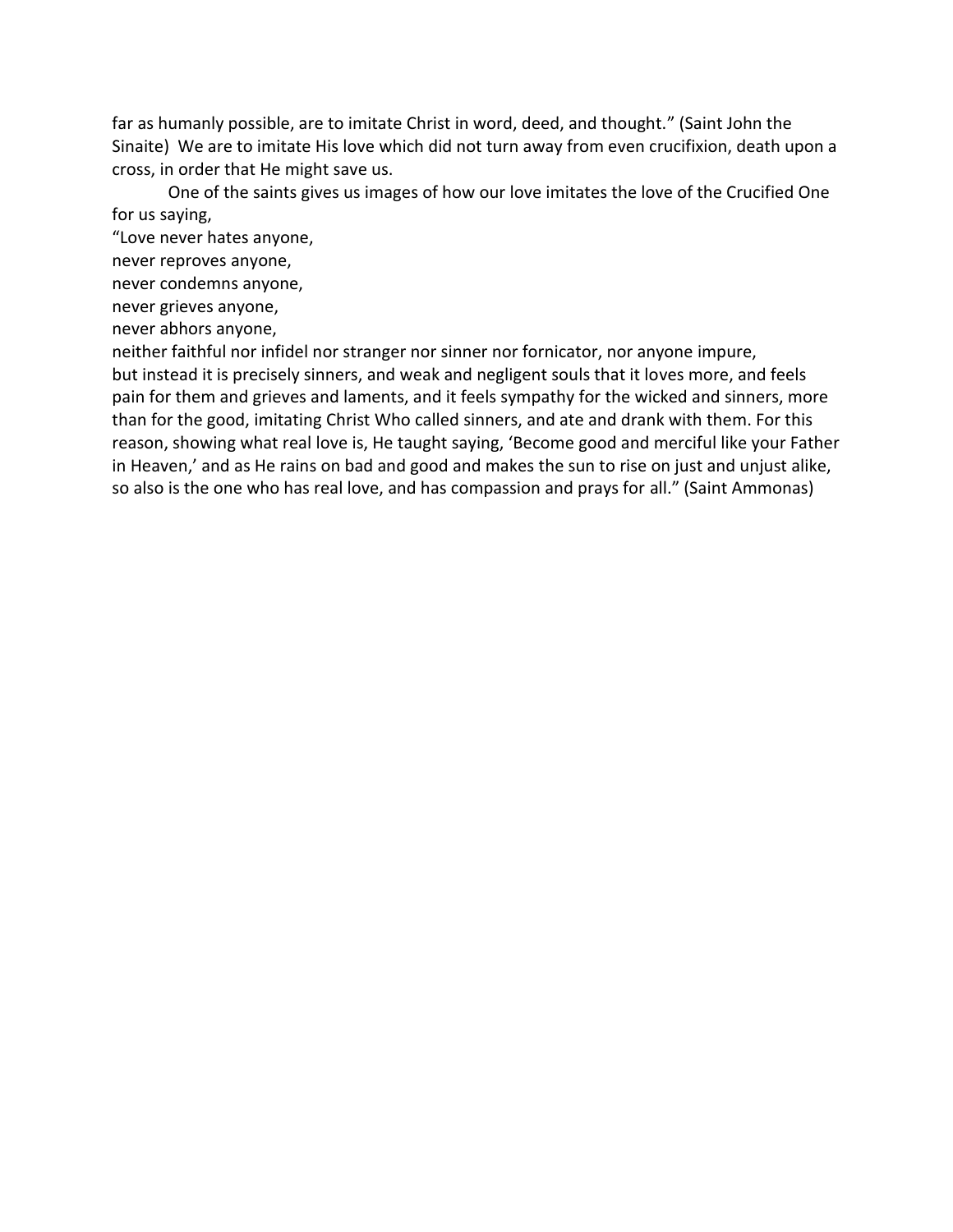far as humanly possible, are to imitate Christ in word, deed, and thought." (Saint John the Sinaite) We are to imitate His love which did not turn away from even crucifixion, death upon a cross, in order that He might save us.

One of the saints gives us images of how our love imitates the love of the Crucified One for us saying,

"Love never hates anyone,  
never reproves anyone,  
never condemns anyone,  
never grieves anyone,  
never abhors anyone,  
neither faithful nor infidel nor stranger nor sinner nor fornicator, nor anyone impure,  
but instead it is precisely sinners, and weak and negligent souls that it loves more, and feels pain for them and grieves and laments, and it feels sympathy for the wicked and sinners, more than for the good, imitating Christ Who called sinners, and ate and drank with them. For this reason, showing what real love is, He taught saying, 'Become good and merciful like your Father in Heaven,' and as He rains on bad and good and makes the sun to rise on just and unjust alike, so also is the one who has real love, and has compassion and prays for all." (Saint Ammonas)